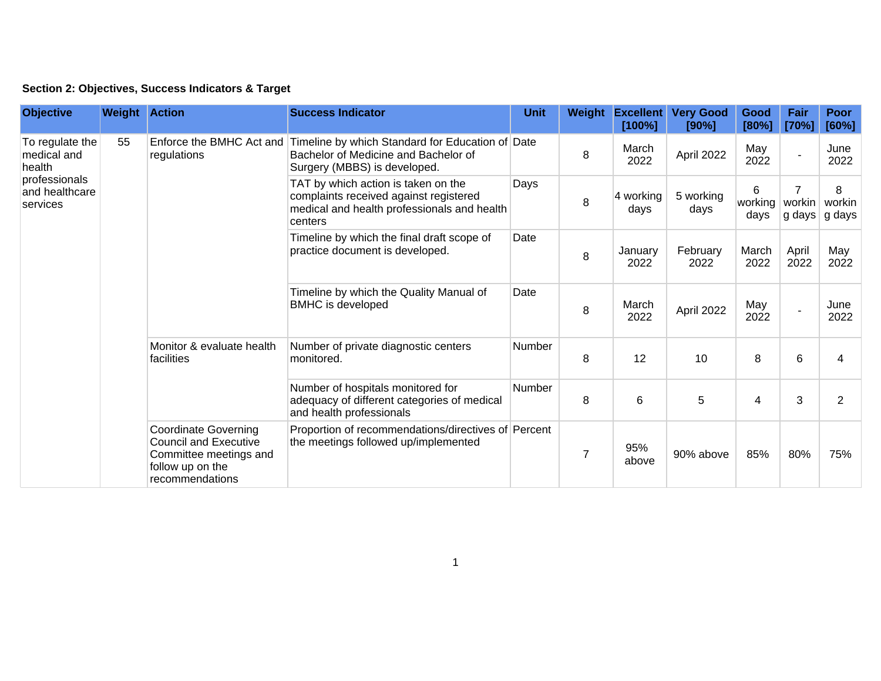**Section 2: Objectives, Success Indicators & Target**

| Objective | Weight | Action | Success Indicator | Unit | Weight | Excellent [100%] | Very Good [90%] | Good [80%] | Fair [70%] | Poor [60%] |
|---|---|---|---|---|---|---|---|---|---|---|
| To regulate the medical and health professionals and healthcare services | 55 | Enforce the BMHC Act and regulations | Timeline by which Standard for Education of Bachelor of Medicine and Bachelor of Surgery (MBBS) is developed. | Date | 8 | March 2022 | April 2022 | May 2022 | - | June 2022 |
| | | | TAT by which action is taken on the complaints received against registered medical and health professionals and health centers | Days | 8 | 4 working days | 5 working days | 6 working days | 7 working days | 8 working days |
| | | | Timeline by which the final draft scope of practice document is developed. | Date | 8 | January 2022 | February 2022 | March 2022 | April 2022 | May 2022 |
| | | | Timeline by which the Quality Manual of BMHC is developed | Date | 8 | March 2022 | April 2022 | May 2022 | - | June 2022 |
| | | Monitor & evaluate health facilities | Number of private diagnostic centers monitored. | Number | 8 | 12 | 10 | 8 | 6 | 4 |
| | | | Number of hospitals monitored for adequacy of different categories of medical and health professionals | Number | 8 | 6 | 5 | 4 | 3 | 2 |
| | | Coordinate Governing Council and Executive Committee meetings and follow up on the recommendations | Proportion of recommendations/directives of the meetings followed up/implemented | Percent | 7 | 95% above | 90% above | 85% | 80% | 75% |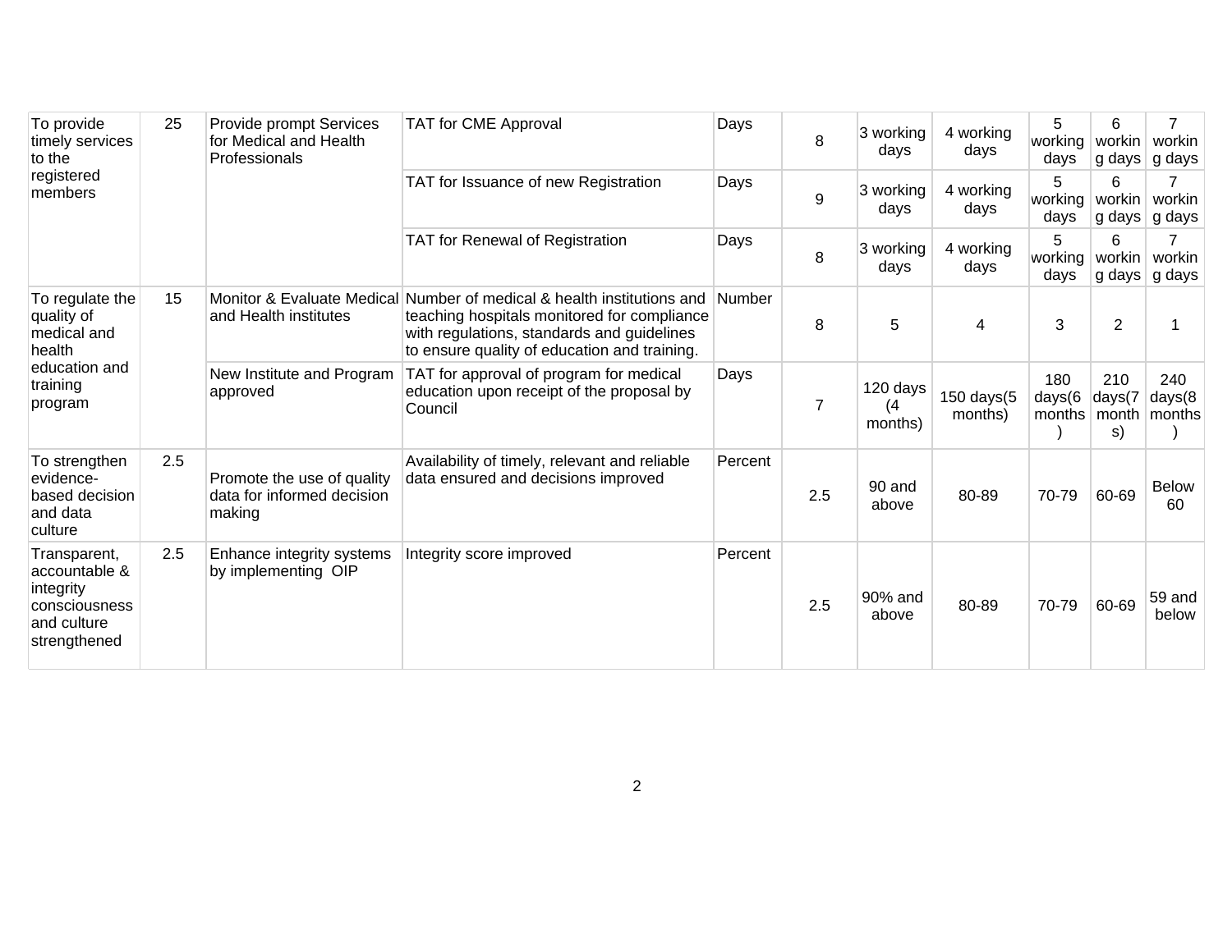| | | | | | | | | | | |
|---|---|---|---|---|---|---|---|---|---|---|
| To provide timely services to the registered members | 25 | Provide prompt Services for Medical and Health Professionals | TAT for CME Approval | Days | 8 | 3 working days | 4 working days | 5 working days | 6 working days | 7 working days |
| | | | TAT for Issuance of new Registration | Days | 9 | 3 working days | 4 working days | 5 working days | 6 working days | 7 working days |
| | | | TAT for Renewal of Registration | Days | 8 | 3 working days | 4 working days | 5 working days | 6 working days | 7 working days |
| To regulate the quality of medical and health education and training program | 15 | Monitor & Evaluate Medical and Health institutes | Number of medical & health institutions and teaching hospitals monitored for compliance with regulations, standards and guidelines to ensure quality of education and training. | Number | 8 | 5 | 4 | 3 | 2 | 1 |
| | | New Institute and Program approved | TAT for approval of program for medical education upon receipt of the proposal by Council | Days | 7 | 120 days (4 months) | 150 days(5 months) | 180 days(6 months) | 210 days(7 months) | 240 days(8 months) |
| To strengthen evidence-based decision and data culture | 2.5 | Promote the use of quality data for informed decision making | Availability of timely, relevant and reliable data ensured and decisions improved | Percent | 2.5 | 90 and above | 80-89 | 70-79 | 60-69 | Below 60 |
| Transparent, accountable & integrity consciousness and culture strengthened | 2.5 | Enhance integrity systems by implementing OIP | Integrity score improved | Percent | 2.5 | 90% and above | 80-89 | 70-79 | 60-69 | 59 and below |